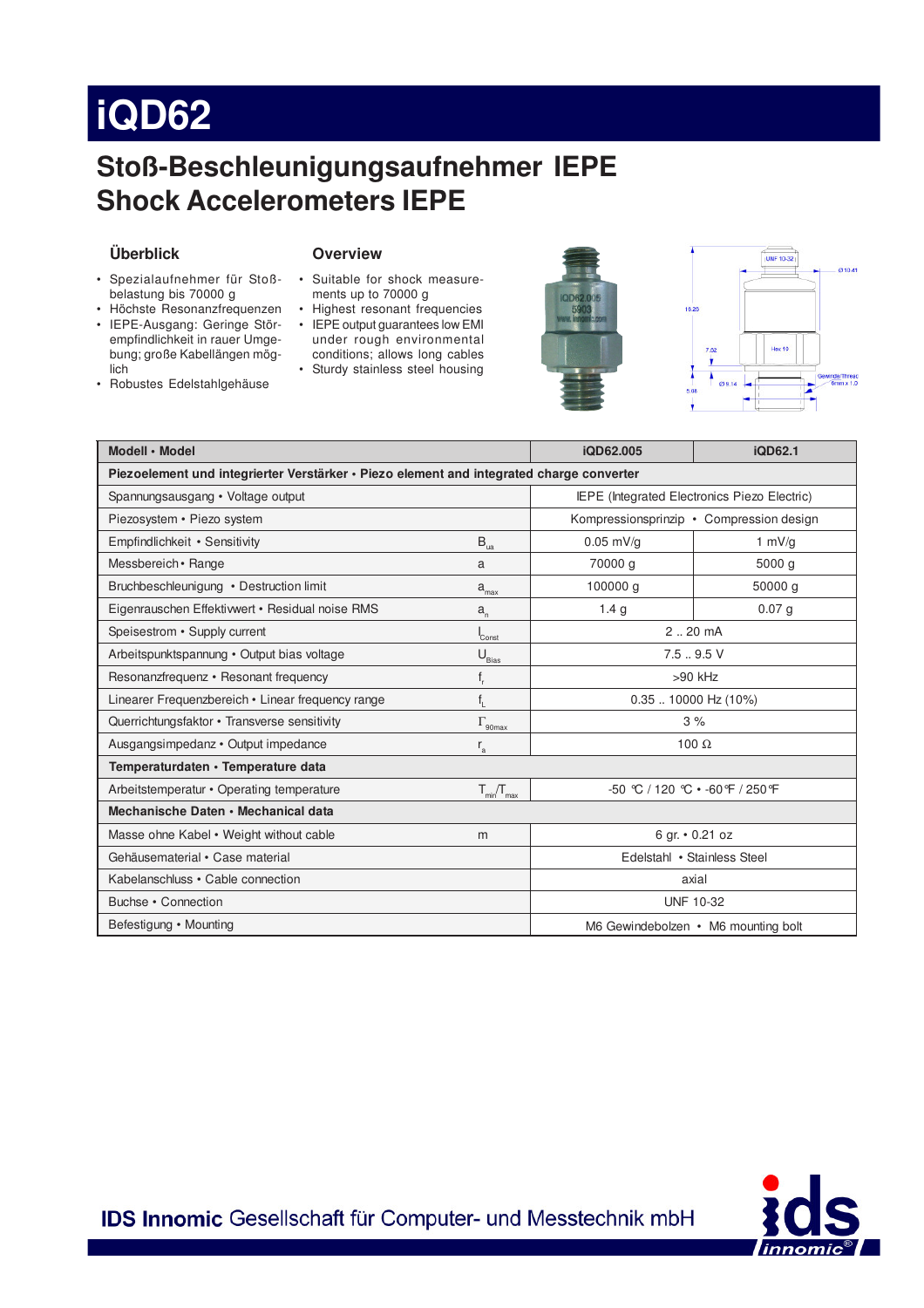# iQD62

## Stoß-Beschleunigungsaufnehmer IEPE
## Shock Accelerometers IEPE

### Überblick

- Spezialaufnehmer für Stoßbelastung bis 70000 g
- Höchste Resonanzfrequenzen
- IEPE-Ausgang: Geringe Störempfindlichkeit in rauer Umgebung; große Kabellängen möglich
- Robustes Edelstahlgehäuse

### Overview

- Suitable for shock measurements up to 70000 g
- Highest resonant frequencies
- IEPE output guarantees low EMI under rough environmental conditions; allows long cables
- Sturdy stainless steel housing

| Modell • Model | | iQD62.005 | iQD62.1 |
|---|---|---|---|
| **Piezoelement und integrierter Verstärker • Piezo element and integrated charge converter** | | | |
| Spannungsausgang • Voltage output | | IEPE (Integrated Electronics Piezo Electric) | |
| Piezosystem • Piezo system | | Kompressionsprinzip • Compression design | |
| Empfindlichkeit • Sensitivity | $B_{ua}$ | 0.05 mV/g | 1 mV/g |
| Messbereich • Range | a | 70000 g | 5000 g |
| Bruchbeschleunigung • Destruction limit | $a_{max}$ | 100000 g | 50000 g |
| Eigenrauschen Effektivwert • Residual noise RMS | $a_n$ | 1.4 g | 0.07 g |
| Speisestrom • Supply current | $I_{Const}$ | 2 .. 20 mA | |
| Arbeitspunktspannung • Output bias voltage | $U_{Bias}$ | 7.5 .. 9.5 V | |
| Resonanzfrequenz • Resonant frequency | $f_r$ | >90 kHz | |
| Linearer Frequenzbereich • Linear frequency range | $f_L$ | 0.35 .. 10000 Hz (10%) | |
| Querrichtungsfaktor • Transverse sensitivity | $\Gamma_{90max}$ | 3 % | |
| Ausgangsimpedanz • Output impedance | $r_a$ | 100 Ω | |
| **Temperaturdaten • Temperature data** | | | |
| Arbeitstemperatur • Operating temperature | $T_{min}/T_{max}$ | -50 °C / 120 °C • -60°F / 250°F | |
| **Mechanische Daten • Mechanical data** | | | |
| Masse ohne Kabel • Weight without cable | m | 6 gr. • 0.21 oz | |
| Gehäusematerial • Case material | | Edelstahl • Stainless Steel | |
| Kabelanschluss • Cable connection | | axial | |
| Buchse • Connection | | UNF 10-32 | |
| Befestigung • Mounting | | M6 Gewindebolzen • M6 mounting bolt | |

IDS Innomic Gesellschaft für Computer- und Messtechnik mbH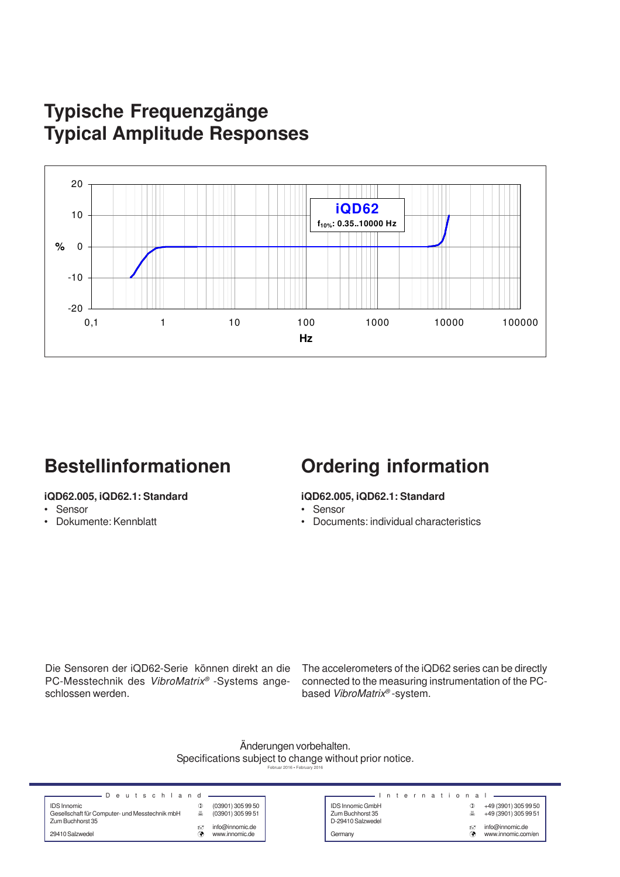# Typische Frequenzgänge
# Typical Amplitude Responses

20
10
%
0
-10
-20
0,1
1
10
100
1000
10000
100000
Hz

**iQD62**
$f_{10\%}$: 0.35..10000 Hz

## Bestellinformationen

**iQD62.005, iQD62.1: Standard**

- Sensor
- Dokumente: Kennblatt

## Ordering information

**iQD62.005, iQD62.1: Standard**

- Sensor
- Documents: individual characteristics

Die Sensoren der iQD62-Serie können direkt an die PC-Messtechnik des *VibroMatrix®* -Systems angeschlossen werden.

The accelerometers of the iQD62 series can be directly connected to the measuring instrumentation of the PC-based *VibroMatrix®* -system.

Änderungen vorbehalten.
Specifications subject to change without prior notice.
Februar 2016 • February 2016

**Deutschland**

IDS Innomic
Gesellschaft für Computer- und Messtechnik mbH
Zum Buchhorst 35
29410 Salzwedel

(03901) 305 99 50
(03901) 305 99 51
info@innomic.de
www.innomic.de

**International**

IDS Innomic GmbH
Zum Buchhorst 35
D-29410 Salzwedel
Germany

+49 (3901) 305 99 50
+49 (3901) 305 99 51
info@innomic.de
www.innomic.com/en